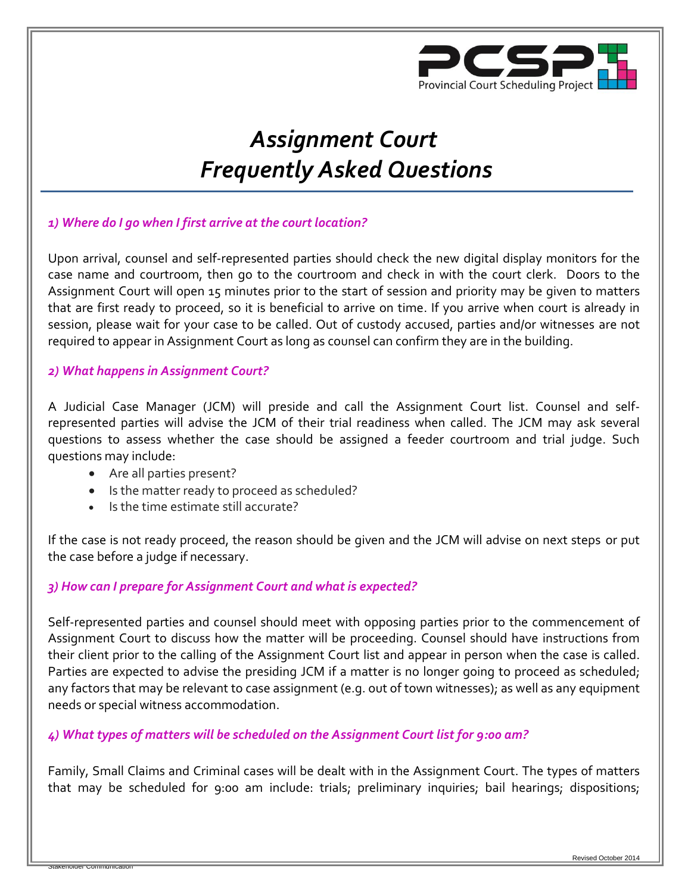# *Assignment Court*
# *Frequently Asked Questions*

### *1) Where do I go when I first arrive at the court location?*

Upon arrival, counsel and self-represented parties should check the new digital display monitors for the case name and courtroom, then go to the courtroom and check in with the court clerk. Doors to the Assignment Court will open 15 minutes prior to the start of session and priority may be given to matters that are first ready to proceed, so it is beneficial to arrive on time. If you arrive when court is already in session, please wait for your case to be called. Out of custody accused, parties and/or witnesses are not required to appear in Assignment Court as long as counsel can confirm they are in the building.

### *2) What happens in Assignment Court?*

A Judicial Case Manager (JCM) will preside and call the Assignment Court list. Counsel and self-represented parties will advise the JCM of their trial readiness when called. The JCM may ask several questions to assess whether the case should be assigned a feeder courtroom and trial judge. Such questions may include:

- Are all parties present?
- Is the matter ready to proceed as scheduled?
- Is the time estimate still accurate?

If the case is not ready proceed, the reason should be given and the JCM will advise on next steps or put the case before a judge if necessary.

### *3) How can I prepare for Assignment Court and what is expected?*

Self-represented parties and counsel should meet with opposing parties prior to the commencement of Assignment Court to discuss how the matter will be proceeding. Counsel should have instructions from their client prior to the calling of the Assignment Court list and appear in person when the case is called. Parties are expected to advise the presiding JCM if a matter is no longer going to proceed as scheduled; any factors that may be relevant to case assignment (e.g. out of town witnesses); as well as any equipment needs or special witness accommodation.

### *4) What types of matters will be scheduled on the Assignment Court list for 9:00 am?*

Family, Small Claims and Criminal cases will be dealt with in the Assignment Court. The types of matters that may be scheduled for 9:00 am include: trials; preliminary inquiries; bail hearings; dispositions;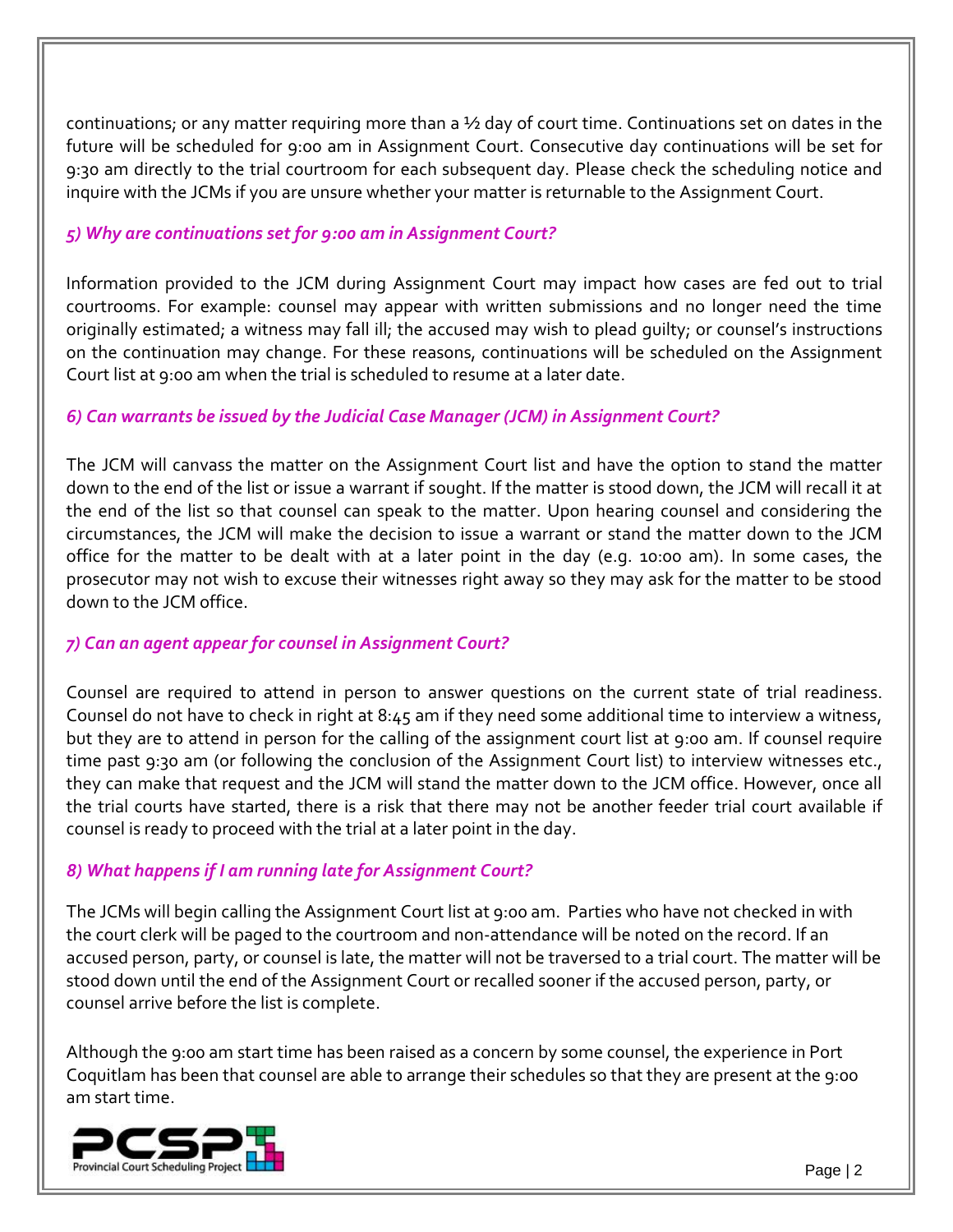continuations; or any matter requiring more than a ½ day of court time. Continuations set on dates in the future will be scheduled for 9:00 am in Assignment Court. Consecutive day continuations will be set for 9:30 am directly to the trial courtroom for each subsequent day. Please check the scheduling notice and inquire with the JCMs if you are unsure whether your matter is returnable to the Assignment Court.

### *5) Why are continuations set for 9:00 am in Assignment Court?*

Information provided to the JCM during Assignment Court may impact how cases are fed out to trial courtrooms. For example: counsel may appear with written submissions and no longer need the time originally estimated; a witness may fall ill; the accused may wish to plead guilty; or counsel's instructions on the continuation may change. For these reasons, continuations will be scheduled on the Assignment Court list at 9:00 am when the trial is scheduled to resume at a later date.

### *6) Can warrants be issued by the Judicial Case Manager (JCM) in Assignment Court?*

The JCM will canvass the matter on the Assignment Court list and have the option to stand the matter down to the end of the list or issue a warrant if sought. If the matter is stood down, the JCM will recall it at the end of the list so that counsel can speak to the matter. Upon hearing counsel and considering the circumstances, the JCM will make the decision to issue a warrant or stand the matter down to the JCM office for the matter to be dealt with at a later point in the day (e.g. 10:00 am). In some cases, the prosecutor may not wish to excuse their witnesses right away so they may ask for the matter to be stood down to the JCM office.

### *7) Can an agent appear for counsel in Assignment Court?*

Counsel are required to attend in person to answer questions on the current state of trial readiness. Counsel do not have to check in right at 8:45 am if they need some additional time to interview a witness, but they are to attend in person for the calling of the assignment court list at 9:00 am. If counsel require time past 9:30 am (or following the conclusion of the Assignment Court list) to interview witnesses etc., they can make that request and the JCM will stand the matter down to the JCM office. However, once all the trial courts have started, there is a risk that there may not be another feeder trial court available if counsel is ready to proceed with the trial at a later point in the day.

### *8) What happens if I am running late for Assignment Court?*

The JCMs will begin calling the Assignment Court list at 9:00 am. Parties who have not checked in with the court clerk will be paged to the courtroom and non-attendance will be noted on the record. If an accused person, party, or counsel is late, the matter will not be traversed to a trial court. The matter will be stood down until the end of the Assignment Court or recalled sooner if the accused person, party, or counsel arrive before the list is complete.

Although the 9:00 am start time has been raised as a concern by some counsel, the experience in Port Coquitlam has been that counsel are able to arrange their schedules so that they are present at the 9:00 am start time.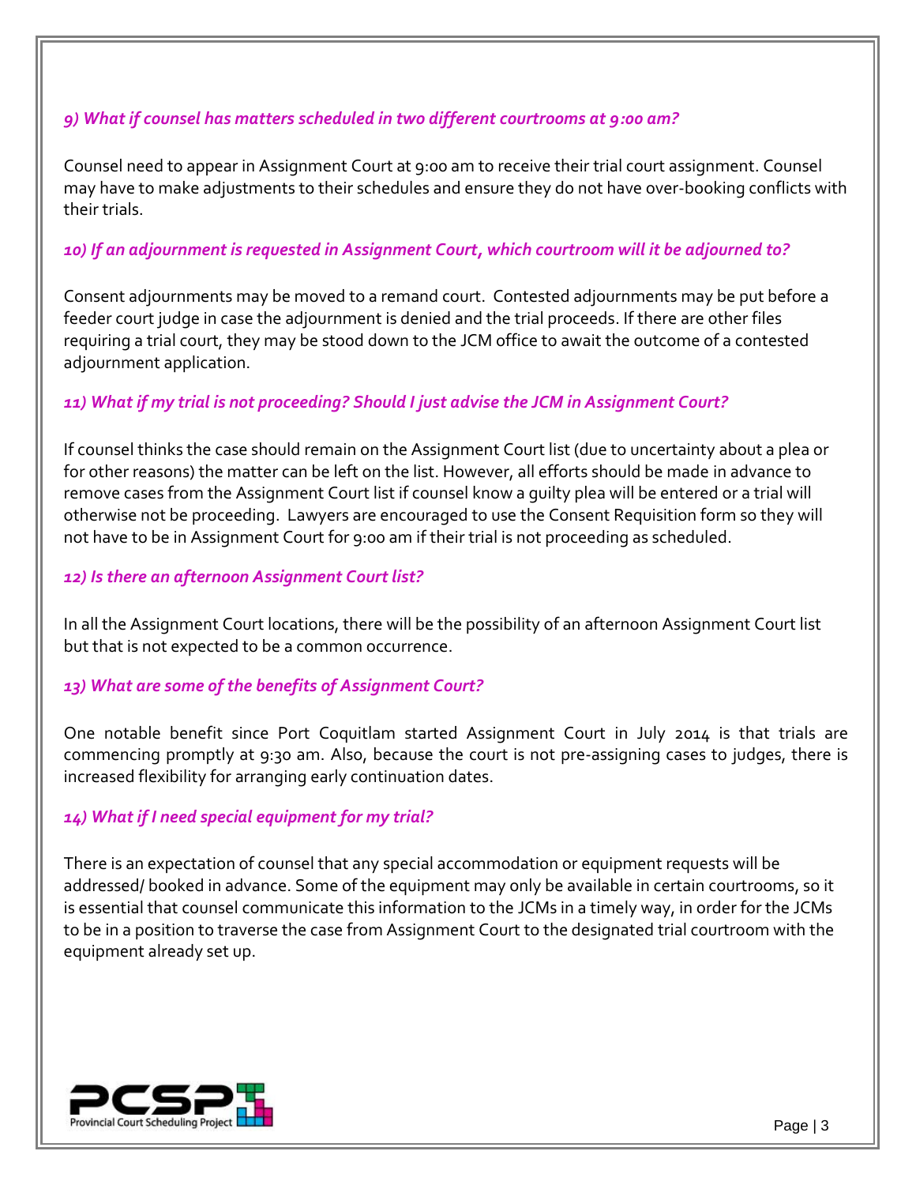### *9) What if counsel has matters scheduled in two different courtrooms at 9:00 am?*

Counsel need to appear in Assignment Court at 9:00 am to receive their trial court assignment. Counsel may have to make adjustments to their schedules and ensure they do not have over-booking conflicts with their trials.

### *10) If an adjournment is requested in Assignment Court, which courtroom will it be adjourned to?*

Consent adjournments may be moved to a remand court. Contested adjournments may be put before a feeder court judge in case the adjournment is denied and the trial proceeds. If there are other files requiring a trial court, they may be stood down to the JCM office to await the outcome of a contested adjournment application.

### *11) What if my trial is not proceeding? Should I just advise the JCM in Assignment Court?*

If counsel thinks the case should remain on the Assignment Court list (due to uncertainty about a plea or for other reasons) the matter can be left on the list. However, all efforts should be made in advance to remove cases from the Assignment Court list if counsel know a guilty plea will be entered or a trial will otherwise not be proceeding. Lawyers are encouraged to use the Consent Requisition form so they will not have to be in Assignment Court for 9:00 am if their trial is not proceeding as scheduled.

### *12) Is there an afternoon Assignment Court list?*

In all the Assignment Court locations, there will be the possibility of an afternoon Assignment Court list but that is not expected to be a common occurrence.

### *13) What are some of the benefits of Assignment Court?*

One notable benefit since Port Coquitlam started Assignment Court in July 2014 is that trials are commencing promptly at 9:30 am. Also, because the court is not pre-assigning cases to judges, there is increased flexibility for arranging early continuation dates.

### *14) What if I need special equipment for my trial?*

There is an expectation of counsel that any special accommodation or equipment requests will be addressed/ booked in advance. Some of the equipment may only be available in certain courtrooms, so it is essential that counsel communicate this information to the JCMs in a timely way, in order for the JCMs to be in a position to traverse the case from Assignment Court to the designated trial courtroom with the equipment already set up.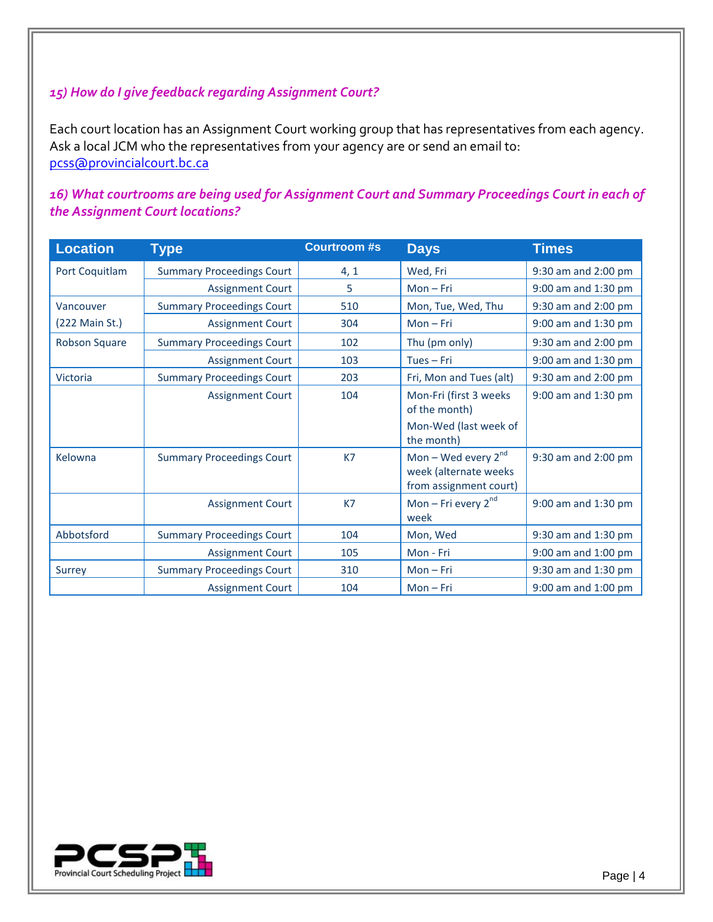### *15) How do I give feedback regarding Assignment Court?*

Each court location has an Assignment Court working group that has representatives from each agency. Ask a local JCM who the representatives from your agency are or send an email to: pcss@provincialcourt.bc.ca

### *16) What courtrooms are being used for Assignment Court and Summary Proceedings Court in each of the Assignment Court locations?*

| Location | Type | Courtroom #s | Days | Times |
|---|---|---|---|---|
| Port Coquitlam | Summary Proceedings Court | 4, 1 | Wed, Fri | 9:30 am and 2:00 pm |
| | Assignment Court | 5 | Mon – Fri | 9:00 am and 1:30 pm |
| Vancouver (222 Main St.) | Summary Proceedings Court | 510 | Mon, Tue, Wed, Thu | 9:30 am and 2:00 pm |
| | Assignment Court | 304 | Mon – Fri | 9:00 am and 1:30 pm |
| Robson Square | Summary Proceedings Court | 102 | Thu (pm only) | 9:30 am and 2:00 pm |
| | Assignment Court | 103 | Tues – Fri | 9:00 am and 1:30 pm |
| Victoria | Summary Proceedings Court | 203 | Fri, Mon and Tues (alt) | 9:30 am and 2:00 pm |
| | Assignment Court | 104 | Mon-Fri (first 3 weeks of the month) Mon-Wed (last week of the month) | 9:00 am and 1:30 pm |
| Kelowna | Summary Proceedings Court | K7 | Mon – Wed every 2nd week (alternate weeks from assignment court) | 9:30 am and 2:00 pm |
| | Assignment Court | K7 | Mon – Fri every 2nd week | 9:00 am and 1:30 pm |
| Abbotsford | Summary Proceedings Court | 104 | Mon, Wed | 9:30 am and 1:30 pm |
| | Assignment Court | 105 | Mon - Fri | 9:00 am and 1:00 pm |
| Surrey | Summary Proceedings Court | 310 | Mon – Fri | 9:30 am and 1:30 pm |
| | Assignment Court | 104 | Mon – Fri | 9:00 am and 1:00 pm |